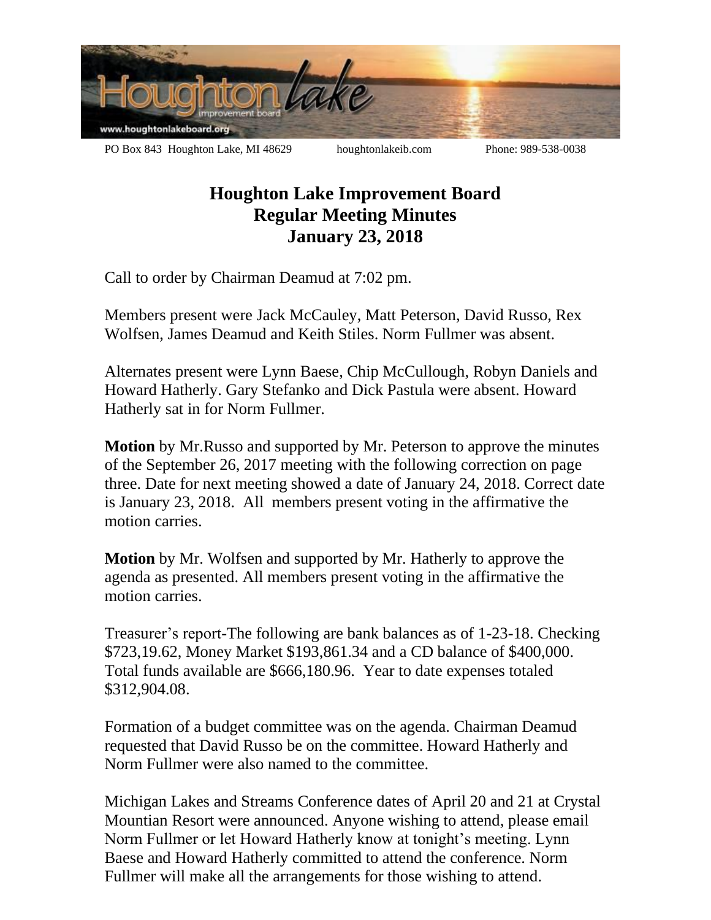PO Box 843 Houghton Lake, MI 48629 houghtonlakeib.com Phone: 989-538-0038

# Houghton Lake Improvement Board
## Regular Meeting Minutes
## January 23, 2018

Call to order by Chairman Deamud at 7:02 pm.

Members present were Jack McCauley, Matt Peterson, David Russo, Rex Wolfsen, James Deamud and Keith Stiles. Norm Fullmer was absent.

Alternates present were Lynn Baese, Chip McCullough, Robyn Daniels and Howard Hatherly. Gary Stefanko and Dick Pastula were absent. Howard Hatherly sat in for Norm Fullmer.

**Motion** by Mr.Russo and supported by Mr. Peterson to approve the minutes of the September 26, 2017 meeting with the following correction on page three. Date for next meeting showed a date of January 24, 2018. Correct date is January 23, 2018. All members present voting in the affirmative the motion carries.

**Motion** by Mr. Wolfsen and supported by Mr. Hatherly to approve the agenda as presented. All members present voting in the affirmative the motion carries.

Treasurer's report-The following are bank balances as of 1-23-18. Checking $723,19.62, Money Market $193,861.34 and a CD balance of $400,000. Total funds available are $666,180.96. Year to date expenses totaled $312,904.08.

Formation of a budget committee was on the agenda. Chairman Deamud requested that David Russo be on the committee. Howard Hatherly and Norm Fullmer were also named to the committee.

Michigan Lakes and Streams Conference dates of April 20 and 21 at Crystal Mountian Resort were announced. Anyone wishing to attend, please email Norm Fullmer or let Howard Hatherly know at tonight's meeting. Lynn Baese and Howard Hatherly committed to attend the conference. Norm Fullmer will make all the arrangements for those wishing to attend.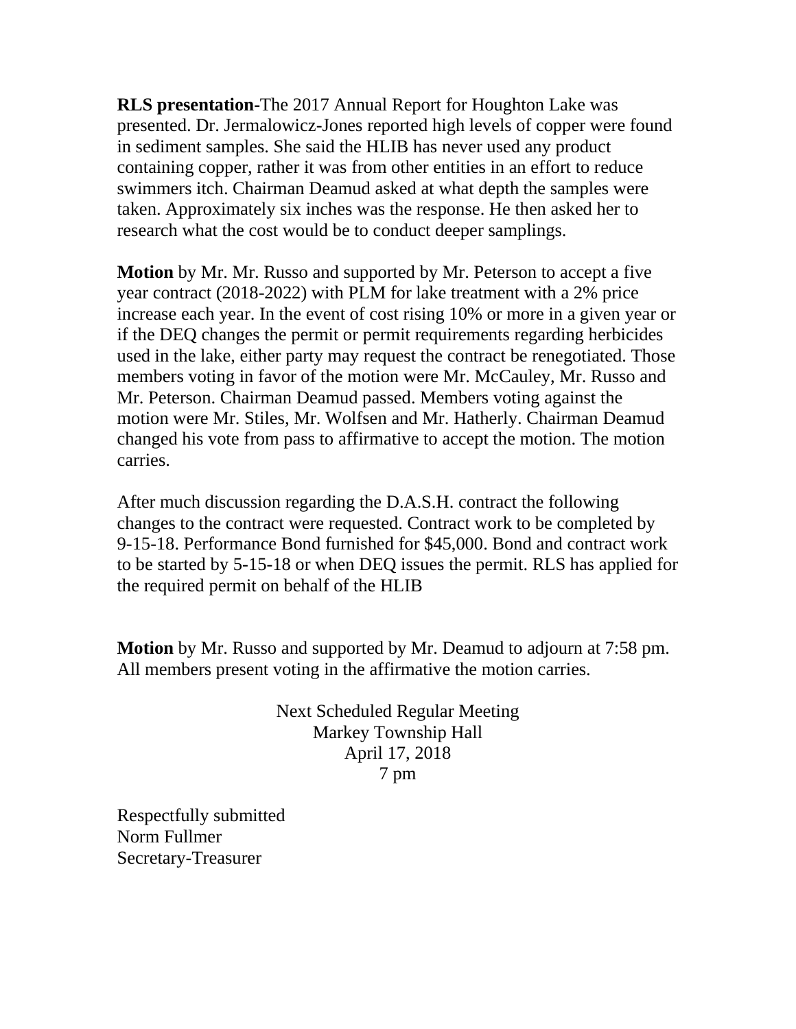**RLS presentation-**The 2017 Annual Report for Houghton Lake was presented. Dr. Jermalowicz-Jones reported high levels of copper were found in sediment samples. She said the HLIB has never used any product containing copper, rather it was from other entities in an effort to reduce swimmers itch. Chairman Deamud asked at what depth the samples were taken. Approximately six inches was the response. He then asked her to research what the cost would be to conduct deeper samplings.

**Motion** by Mr. Mr. Russo and supported by Mr. Peterson to accept a five year contract (2018-2022) with PLM for lake treatment with a 2% price increase each year. In the event of cost rising 10% or more in a given year or if the DEQ changes the permit or permit requirements regarding herbicides used in the lake, either party may request the contract be renegotiated. Those members voting in favor of the motion were Mr. McCauley, Mr. Russo and Mr. Peterson. Chairman Deamud passed. Members voting against the motion were Mr. Stiles, Mr. Wolfsen and Mr. Hatherly. Chairman Deamud changed his vote from pass to affirmative to accept the motion. The motion carries.

After much discussion regarding the D.A.S.H. contract the following changes to the contract were requested. Contract work to be completed by 9-15-18. Performance Bond furnished for $45,000. Bond and contract work to be started by 5-15-18 or when DEQ issues the permit. RLS has applied for the required permit on behalf of the HLIB

**Motion** by Mr. Russo and supported by Mr. Deamud to adjourn at 7:58 pm. All members present voting in the affirmative the motion carries.

Next Scheduled Regular Meeting
Markey Township Hall
April 17, 2018
7 pm

Respectfully submitted
Norm Fullmer
Secretary-Treasurer